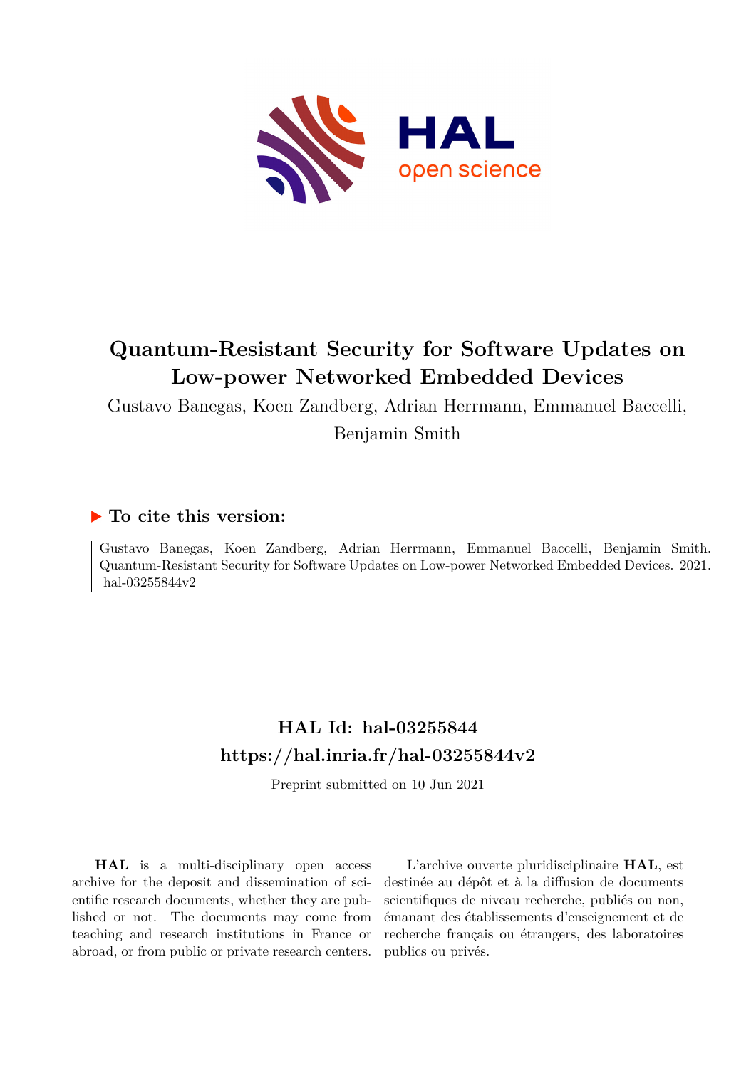# Quantum-Resistant Security for Software Updates on Low-power Networked Embedded Devices

Gustavo Banegas, Koen Zandberg, Adrian Herrmann, Emmanuel Baccelli, Benjamin Smith

## To cite this version:

Gustavo Banegas, Koen Zandberg, Adrian Herrmann, Emmanuel Baccelli, Benjamin Smith. Quantum-Resistant Security for Software Updates on Low-power Networked Embedded Devices. 2021. hal-03255844v2

## HAL Id: hal-03255844
## https://hal.inria.fr/hal-03255844v2

Preprint submitted on 10 Jun 2021

**HAL** is a multi-disciplinary open access archive for the deposit and dissemination of scientific research documents, whether they are published or not. The documents may come from teaching and research institutions in France or abroad, or from public or private research centers.

L'archive ouverte pluridisciplinaire **HAL**, est destinée au dépôt et à la diffusion de documents scientifiques de niveau recherche, publiés ou non, émanant des établissements d'enseignement et de recherche français ou étrangers, des laboratoires publics ou privés.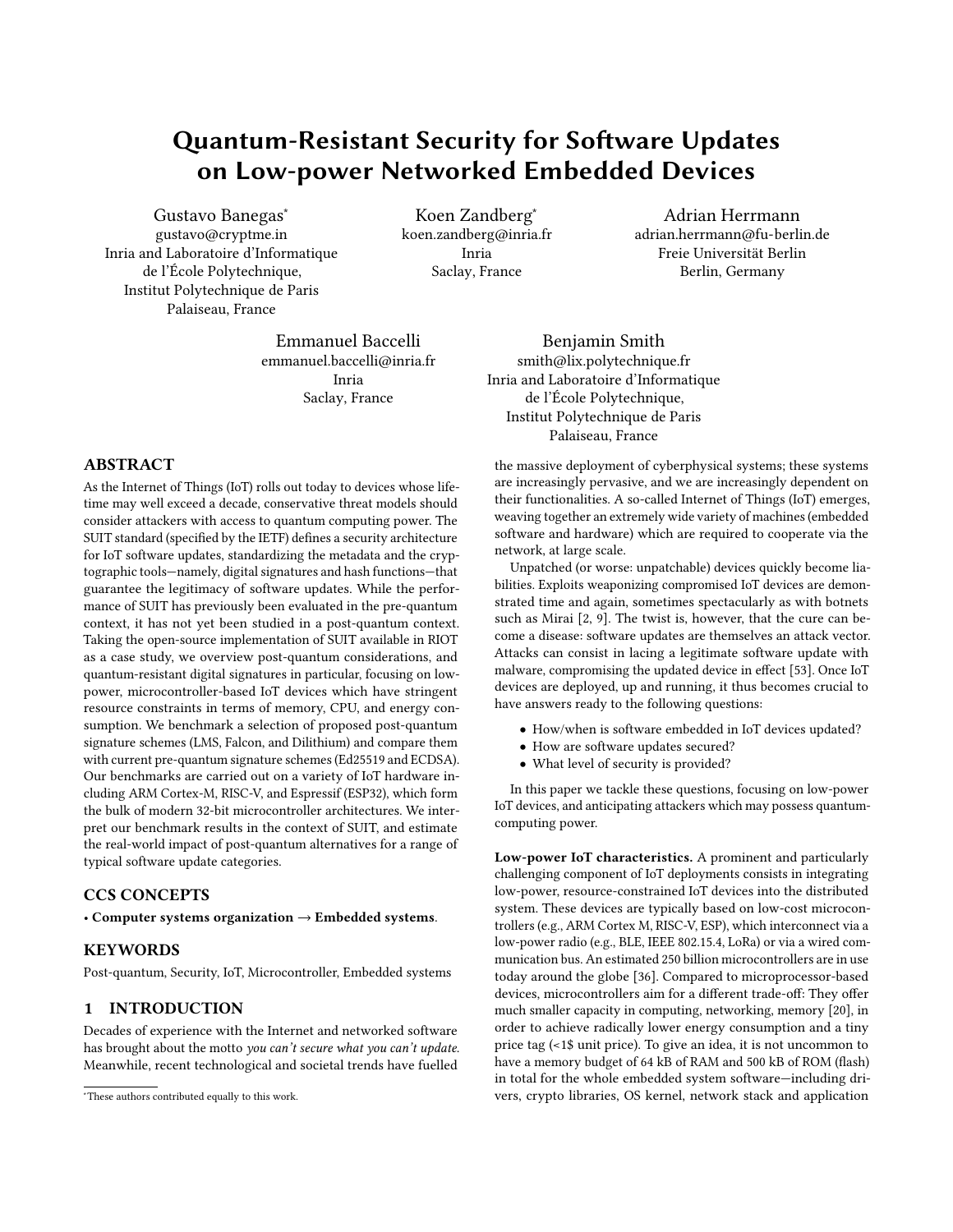# Quantum-Resistant Security for Software Updates on Low-power Networked Embedded Devices

Gustavo Banegas*
gustavo@cryptme.in
Inria and Laboratoire d'Informatique de l'École Polytechnique, Institut Polytechnique de Paris
Palaiseau, France

Koen Zandberg*
koen.zandberg@inria.fr
Inria
Saclay, France

Adrian Herrmann
adrian.herrmann@fu-berlin.de
Freie Universität Berlin
Berlin, Germany

Emmanuel Baccelli
emmanuel.baccelli@inria.fr
Inria
Saclay, France

Benjamin Smith
smith@lix.polytechnique.fr
Inria and Laboratoire d'Informatique de l'École Polytechnique, Institut Polytechnique de Paris
Palaiseau, France

## ABSTRACT

As the Internet of Things (IoT) rolls out today to devices whose lifetime may well exceed a decade, conservative threat models should consider attackers with access to quantum computing power. The SUIT standard (specified by the IETF) defines a security architecture for IoT software updates, standardizing the metadata and the cryptographic tools—namely, digital signatures and hash functions—that guarantee the legitimacy of software updates. While the performance of SUIT has previously been evaluated in the pre-quantum context, it has not yet been studied in a post-quantum context. Taking the open-source implementation of SUIT available in RIOT as a case study, we overview post-quantum considerations, and quantum-resistant digital signatures in particular, focusing on low-power, microcontroller-based IoT devices which have stringent resource constraints in terms of memory, CPU, and energy consumption. We benchmark a selection of proposed post-quantum signature schemes (LMS, Falcon, and Dilithium) and compare them with current pre-quantum signature schemes (Ed25519 and ECDSA). Our benchmarks are carried out on a variety of IoT hardware including ARM Cortex-M, RISC-V, and Espressif (ESP32), which form the bulk of modern 32-bit microcontroller architectures. We interpret our benchmark results in the context of SUIT, and estimate the real-world impact of post-quantum alternatives for a range of typical software update categories.

## CCS CONCEPTS

• **Computer systems organization → Embedded systems**.

## KEYWORDS

Post-quantum, Security, IoT, Microcontroller, Embedded systems

## 1 INTRODUCTION

Decades of experience with the Internet and networked software has brought about the motto *you can't secure what you can't update*. Meanwhile, recent technological and societal trends have fuelled the massive deployment of cyberphysical systems; these systems are increasingly pervasive, and we are increasingly dependent on their functionalities. A so-called Internet of Things (IoT) emerges, weaving together an extremely wide variety of machines (embedded software and hardware) which are required to cooperate via the network, at large scale.

Unpatched (or worse: unpatchable) devices quickly become liabilities. Exploits weaponizing compromised IoT devices are demonstrated time and again, sometimes spectacularly as with botnets such as Mirai [2, 9]. The twist is, however, that the cure can become a disease: software updates are themselves an attack vector. Attacks can consist in lacing a legitimate software update with malware, compromising the updated device in effect [53]. Once IoT devices are deployed, up and running, it thus becomes crucial to have answers ready to the following questions:

- How/when is software embedded in IoT devices updated?
- How are software updates secured?
- What level of security is provided?

In this paper we tackle these questions, focusing on low-power IoT devices, and anticipating attackers which may possess quantum-computing power.

**Low-power IoT characteristics.** A prominent and particularly challenging component of IoT deployments consists in integrating low-power, resource-constrained IoT devices into the distributed system. These devices are typically based on low-cost microcontrollers (e.g., ARM Cortex M, RISC-V, ESP), which interconnect via a low-power radio (e.g., BLE, IEEE 802.15.4, LoRa) or via a wired communication bus. An estimated 250 billion microcontrollers are in use today around the globe [36]. Compared to microprocessor-based devices, microcontrollers aim for a different trade-off: They offer much smaller capacity in computing, networking, memory [20], in order to achieve radically lower energy consumption and a tiny price tag (<1$ unit price). To give an idea, it is not uncommon to have a memory budget of 64 kB of RAM and 500 kB of ROM (flash) in total for the whole embedded system software—including drivers, crypto libraries, OS kernel, network stack and application

*These authors contributed equally to this work.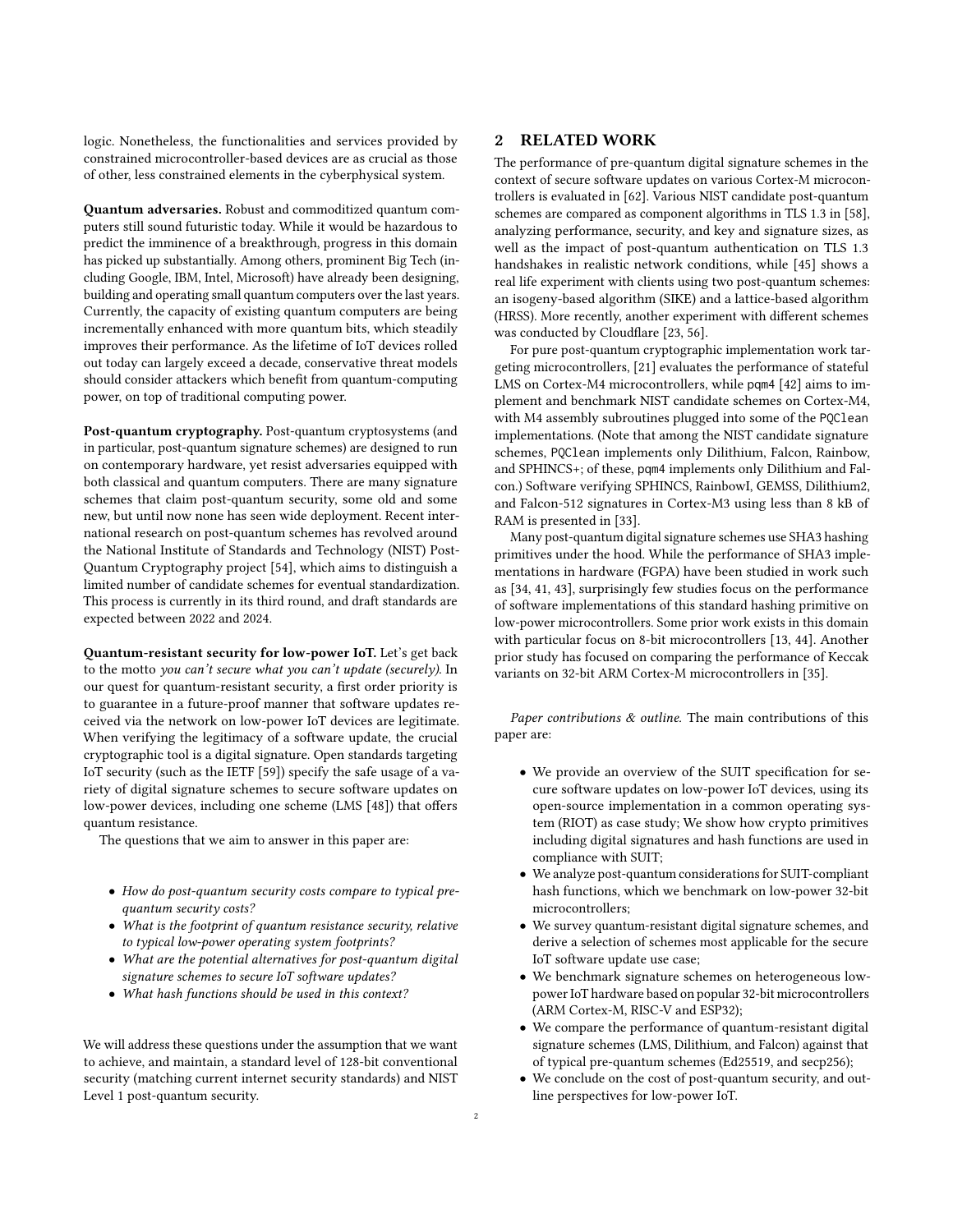logic. Nonetheless, the functionalities and services provided by constrained microcontroller-based devices are as crucial as those of other, less constrained elements in the cyberphysical system.

**Quantum adversaries.** Robust and commoditized quantum computers still sound futuristic today. While it would be hazardous to predict the imminence of a breakthrough, progress in this domain has picked up substantially. Among others, prominent Big Tech (including Google, IBM, Intel, Microsoft) have already been designing, building and operating small quantum computers over the last years. Currently, the capacity of existing quantum computers are being incrementally enhanced with more quantum bits, which steadily improves their performance. As the lifetime of IoT devices rolled out today can largely exceed a decade, conservative threat models should consider attackers which benefit from quantum-computing power, on top of traditional computing power.

**Post-quantum cryptography.** Post-quantum cryptosystems (and in particular, post-quantum signature schemes) are designed to run on contemporary hardware, yet resist adversaries equipped with both classical and quantum computers. There are many signature schemes that claim post-quantum security, some old and some new, but until now none has seen wide deployment. Recent international research on post-quantum schemes has revolved around the National Institute of Standards and Technology (NIST) Post-Quantum Cryptography project [54], which aims to distinguish a limited number of candidate schemes for eventual standardization. This process is currently in its third round, and draft standards are expected between 2022 and 2024.

**Quantum-resistant security for low-power IoT.** Let's get back to the motto *you can't secure what you can't update (securely)*. In our quest for quantum-resistant security, a first order priority is to guarantee in a future-proof manner that software updates received via the network on low-power IoT devices are legitimate. When verifying the legitimacy of a software update, the crucial cryptographic tool is a digital signature. Open standards targeting IoT security (such as the IETF [59]) specify the safe usage of a variety of digital signature schemes to secure software updates on low-power devices, including one scheme (LMS [48]) that offers quantum resistance.

The questions that we aim to answer in this paper are:

- *How do post-quantum security costs compare to typical pre-quantum security costs?*
- *What is the footprint of quantum resistance security, relative to typical low-power operating system footprints?*
- *What are the potential alternatives for post-quantum digital signature schemes to secure IoT software updates?*
- *What hash functions should be used in this context?*

We will address these questions under the assumption that we want to achieve, and maintain, a standard level of 128-bit conventional security (matching current internet security standards) and NIST Level 1 post-quantum security.

## 2 RELATED WORK

The performance of pre-quantum digital signature schemes in the context of secure software updates on various Cortex-M microcontrollers is evaluated in [62]. Various NIST candidate post-quantum schemes are compared as component algorithms in TLS 1.3 in [58], analyzing performance, security, and key and signature sizes, as well as the impact of post-quantum authentication on TLS 1.3 handshakes in realistic network conditions, while [45] shows a real life experiment with clients using two post-quantum schemes: an isogeny-based algorithm (SIKE) and a lattice-based algorithm (HRSS). More recently, another experiment with different schemes was conducted by Cloudflare [23, 56].

For pure post-quantum cryptographic implementation work targeting microcontrollers, [21] evaluates the performance of stateful LMS on Cortex-M4 microcontrollers, while `pqm4` [42] aims to implement and benchmark NIST candidate schemes on Cortex-M4, with M4 assembly subroutines plugged into some of the `PQClean` implementations. (Note that among the NIST candidate signature schemes, `PQClean` implements only Dilithium, Falcon, Rainbow, and SPHINCS+; of these, `pqm4` implements only Dilithium and Falcon.) Software verifying SPHINCS, RainbowI, GEMSS, Dilithium2, and Falcon-512 signatures in Cortex-M3 using less than 8 kB of RAM is presented in [33].

Many post-quantum digital signature schemes use SHA3 hashing primitives under the hood. While the performance of SHA3 implementations in hardware (FGPA) have been studied in work such as [34, 41, 43], surprisingly few studies focus on the performance of software implementations of this standard hashing primitive on low-power microcontrollers. Some prior work exists in this domain with particular focus on 8-bit microcontrollers [13, 44]. Another prior study has focused on comparing the performance of Keccak variants on 32-bit ARM Cortex-M microcontrollers in [35].

*Paper contributions & outline.* The main contributions of this paper are:

- We provide an overview of the SUIT specification for secure software updates on low-power IoT devices, using its open-source implementation in a common operating system (RIOT) as case study; We show how crypto primitives including digital signatures and hash functions are used in compliance with SUIT;
- We analyze post-quantum considerations for SUIT-compliant hash functions, which we benchmark on low-power 32-bit microcontrollers;
- We survey quantum-resistant digital signature schemes, and derive a selection of schemes most applicable for the secure IoT software update use case;
- We benchmark signature schemes on heterogeneous low-power IoT hardware based on popular 32-bit microcontrollers (ARM Cortex-M, RISC-V and ESP32);
- We compare the performance of quantum-resistant digital signature schemes (LMS, Dilithium, and Falcon) against that of typical pre-quantum schemes (Ed25519, and secp256);
- We conclude on the cost of post-quantum security, and outline perspectives for low-power IoT.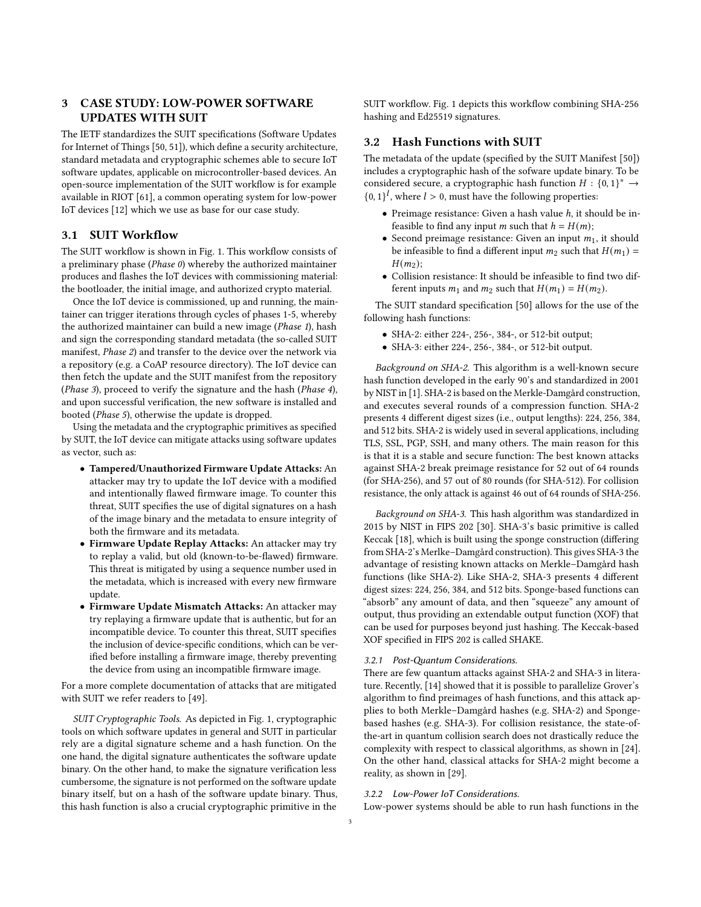## 3 CASE STUDY: LOW-POWER SOFTWARE UPDATES WITH SUIT

The IETF standardizes the SUIT specifications (Software Updates for Internet of Things [50, 51]), which define a security architecture, standard metadata and cryptographic schemes able to secure IoT software updates, applicable on microcontroller-based devices. An open-source implementation of the SUIT workflow is for example available in RIOT [61], a common operating system for low-power IoT devices [12] which we use as base for our case study.

### 3.1 SUIT Workflow

The SUIT workflow is shown in Fig. 1. This workflow consists of a preliminary phase (*Phase 0*) whereby the authorized maintainer produces and flashes the IoT devices with commissioning material: the bootloader, the initial image, and authorized crypto material.

Once the IoT device is commissioned, up and running, the maintainer can trigger iterations through cycles of phases 1-5, whereby the authorized maintainer can build a new image (*Phase 1*), hash and sign the corresponding standard metadata (the so-called SUIT manifest, *Phase 2*) and transfer to the device over the network via a repository (e.g. a CoAP resource directory). The IoT device can then fetch the update and the SUIT manifest from the repository (*Phase 3*), proceed to verify the signature and the hash (*Phase 4*), and upon successful verification, the new software is installed and booted (*Phase 5*), otherwise the update is dropped.

Using the metadata and the cryptographic primitives as specified by SUIT, the IoT device can mitigate attacks using software updates as vector, such as:

- **Tampered/Unauthorized Firmware Update Attacks:** An attacker may try to update the IoT device with a modified and intentionally flawed firmware image. To counter this threat, SUIT specifies the use of digital signatures on a hash of the image binary and the metadata to ensure integrity of both the firmware and its metadata.
- **Firmware Update Replay Attacks:** An attacker may try to replay a valid, but old (known-to-be-flawed) firmware. This threat is mitigated by using a sequence number used in the metadata, which is increased with every new firmware update.
- **Firmware Update Mismatch Attacks:** An attacker may try replaying a firmware update that is authentic, but for an incompatible device. To counter this threat, SUIT specifies the inclusion of device-specific conditions, which can be verified before installing a firmware image, thereby preventing the device from using an incompatible firmware image.

For a more complete documentation of attacks that are mitigated with SUIT we refer readers to [49].

*SUIT Cryptographic Tools.* As depicted in Fig. 1, cryptographic tools on which software updates in general and SUIT in particular rely are a digital signature scheme and a hash function. On the one hand, the digital signature authenticates the software update binary. On the other hand, to make the signature verification less cumbersome, the signature is not performed on the software update binary itself, but on a hash of the software update binary. Thus, this hash function is also a crucial cryptographic primitive in the SUIT workflow. Fig. 1 depicts this workflow combining SHA-256 hashing and Ed25519 signatures.

### 3.2 Hash Functions with SUIT

The metadata of the update (specified by the SUIT Manifest [50]) includes a cryptographic hash of the sofware update binary. To be considered secure, a cryptographic hash function $H : \{0,1\}^* \rightarrow \{0,1\}^l$, where $l > 0$, must have the following properties:

- Preimage resistance: Given a hash value $h$, it should be infeasible to find any input $m$ such that $h = H(m)$;
- Second preimage resistance: Given an input $m_1$, it should be infeasible to find a different input $m_2$ such that $H(m_1) = H(m_2)$;
- Collision resistance: It should be infeasible to find two different inputs $m_1$ and $m_2$ such that $H(m_1) = H(m_2)$.

The SUIT standard specification [50] allows for the use of the following hash functions:

- SHA-2: either 224-, 256-, 384-, or 512-bit output;
- SHA-3: either 224-, 256-, 384-, or 512-bit output.

*Background on SHA-2.* This algorithm is a well-known secure hash function developed in the early 90's and standardized in 2001 by NIST in [1]. SHA-2 is based on the Merkle-Damgård construction, and executes several rounds of a compression function. SHA-2 presents 4 different digest sizes (i.e., output lengths): 224, 256, 384, and 512 bits. SHA-2 is widely used in several applications, including TLS, SSL, PGP, SSH, and many others. The main reason for this is that it is a stable and secure function: The best known attacks against SHA-2 break preimage resistance for 52 out of 64 rounds (for SHA-256), and 57 out of 80 rounds (for SHA-512). For collision resistance, the only attack is against 46 out of 64 rounds of SHA-256.

*Background on SHA-3.* This hash algorithm was standardized in 2015 by NIST in FIPS 202 [30]. SHA-3's basic primitive is called Keccak [18], which is built using the sponge construction (differing from SHA-2's Merlke–Damgård construction). This gives SHA-3 the advantage of resisting known attacks on Merkle–Damgård hash functions (like SHA-2). Like SHA-2, SHA-3 presents 4 different digest sizes: 224, 256, 384, and 512 bits. Sponge-based functions can "absorb" any amount of data, and then "squeeze" any amount of output, thus providing an extendable output function (XOF) that can be used for purposes beyond just hashing. The Keccak-based XOF specified in FIPS 202 is called SHAKE.

#### 3.2.1 Post-Quantum Considerations.

There are few quantum attacks against SHA-2 and SHA-3 in literature. Recently, [14] showed that it is possible to parallelize Grover's algorithm to find preimages of hash functions, and this attack applies to both Merkle–Damgård hashes (e.g. SHA-2) and Sponge-based hashes (e.g. SHA-3). For collision resistance, the state-of-the-art in quantum collision search does not drastically reduce the complexity with respect to classical algorithms, as shown in [24]. On the other hand, classical attacks for SHA-2 might become a reality, as shown in [29].

#### 3.2.2 Low-Power IoT Considerations.

Low-power systems should be able to run hash functions in the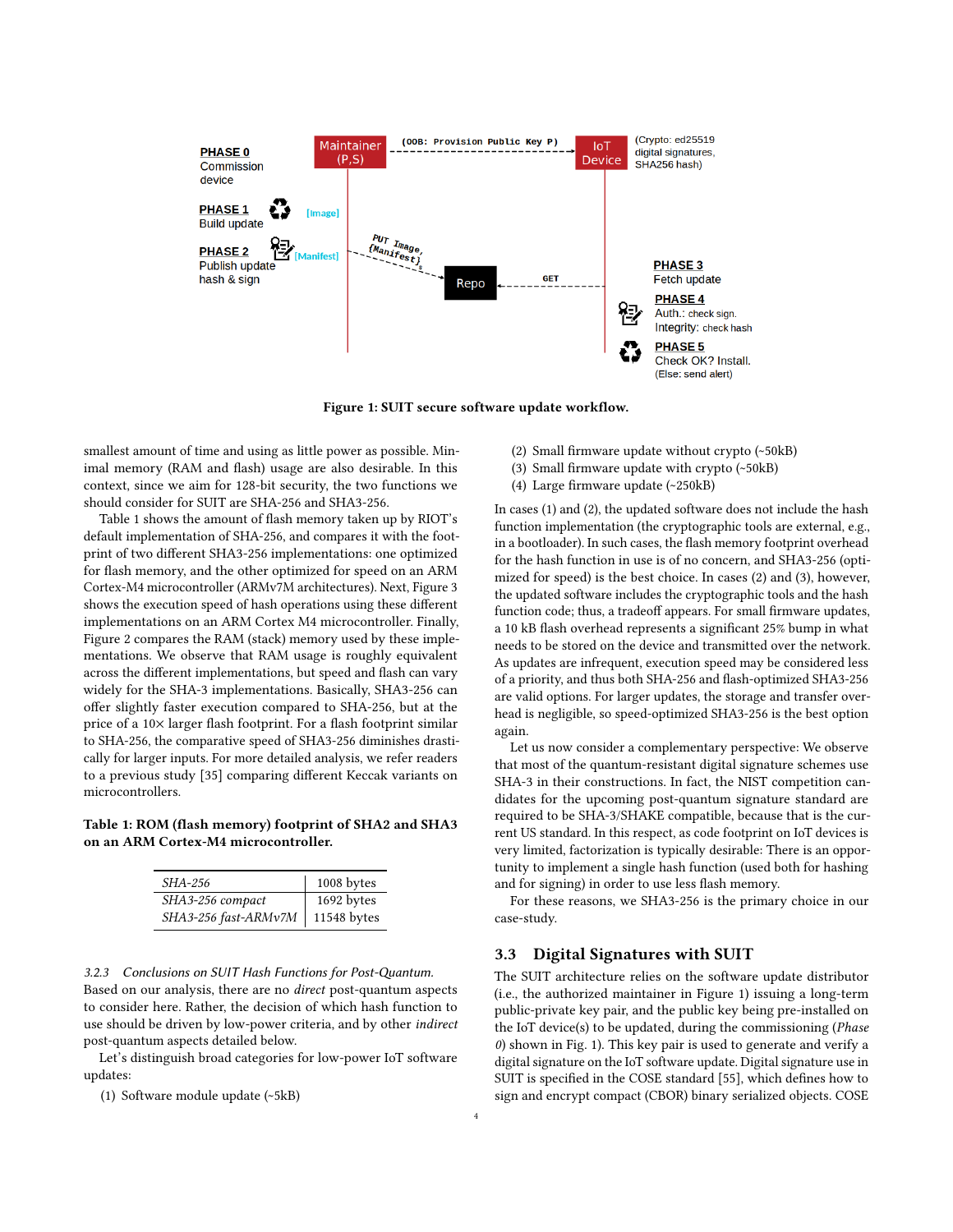PHASE 0
Commission device

Maintainer (P,S)

(OOB: Provision Public Key P)

IoT Device

(Crypto: ed25519 digital signatures, SHA256 hash)

PHASE 1
Build update

[Image]

PHASE 2
Publish update hash & sign

[Manifest]

PUT Image, {Manifest}$_S$

Repo

GET

PHASE 3
Fetch update

PHASE 4
Auth.: check sign.
Integrity: check hash

PHASE 5
Check OK? Install.
(Else: send alert)

**Figure 1: SUIT secure software update workflow.**

smallest amount of time and using as little power as possible. Minimal memory (RAM and flash) usage are also desirable. In this context, since we aim for 128-bit security, the two functions we should consider for SUIT are SHA-256 and SHA3-256.

Table 1 shows the amount of flash memory taken up by RIOT's default implementation of SHA-256, and compares it with the footprint of two different SHA3-256 implementations: one optimized for flash memory, and the other optimized for speed on an ARM Cortex-M4 microcontroller (ARMv7M architectures). Next, Figure 3 shows the execution speed of hash operations using these different implementations on an ARM Cortex M4 microcontroller. Finally, Figure 2 compares the RAM (stack) memory used by these implementations. We observe that RAM usage is roughly equivalent across the different implementations, but speed and flash can vary widely for the SHA-3 implementations. Basically, SHA3-256 can offer slightly faster execution compared to SHA-256, but at the price of a 10× larger flash footprint. For a flash footprint similar to SHA-256, the comparative speed of SHA3-256 diminishes drastically for larger inputs. For more detailed analysis, we refer readers to a previous study [35] comparing different Keccak variants on microcontrollers.

**Table 1: ROM (flash memory) footprint of SHA2 and SHA3 on an ARM Cortex-M4 microcontroller.**

| | |
|---|---|
| *SHA-256* | 1008 bytes |
| *SHA3-256 compact* | 1692 bytes |
| *SHA3-256 fast-ARMv7M* | 11548 bytes |

#### 3.2.3 Conclusions on SUIT Hash Functions for Post-Quantum.

Based on our analysis, there are no *direct* post-quantum aspects to consider here. Rather, the decision of which hash function to use should be driven by low-power criteria, and by other *indirect* post-quantum aspects detailed below.

Let's distinguish broad categories for low-power IoT software updates:

(1) Software module update (~5kB)
(2) Small firmware update without crypto (~50kB)
(3) Small firmware update with crypto (~50kB)
(4) Large firmware update (~250kB)

In cases (1) and (2), the updated software does not include the hash function implementation (the cryptographic tools are external, e.g., in a bootloader). In such cases, the flash memory footprint overhead for the hash function in use is of no concern, and SHA3-256 (optimized for speed) is the best choice. In cases (2) and (3), however, the updated software includes the cryptographic tools and the hash function code; thus, a tradeoff appears. For small firmware updates, a 10 kB flash overhead represents a significant 25% bump in what needs to be stored on the device and transmitted over the network. As updates are infrequent, execution speed may be considered less of a priority, and thus both SHA-256 and flash-optimized SHA3-256 are valid options. For larger updates, the storage and transfer overhead is negligible, so speed-optimized SHA3-256 is the best option again.

Let us now consider a complementary perspective: We observe that most of the quantum-resistant digital signature schemes use SHA-3 in their constructions. In fact, the NIST competition candidates for the upcoming post-quantum signature standard are required to be SHA-3/SHAKE compatible, because that is the current US standard. In this respect, as code footprint on IoT devices is very limited, factorization is typically desirable: There is an opportunity to implement a single hash function (used both for hashing and for signing) in order to use less flash memory.

For these reasons, we SHA3-256 is the primary choice in our case-study.

### 3.3 Digital Signatures with SUIT

The SUIT architecture relies on the software update distributor (i.e., the authorized maintainer in Figure 1) issuing a long-term public-private key pair, and the public key being pre-installed on the IoT device(s) to be updated, during the commissioning (*Phase 0*) shown in Fig. 1). This key pair is used to generate and verify a digital signature on the IoT software update. Digital signature use in SUIT is specified in the COSE standard [55], which defines how to sign and encrypt compact (CBOR) binary serialized objects. COSE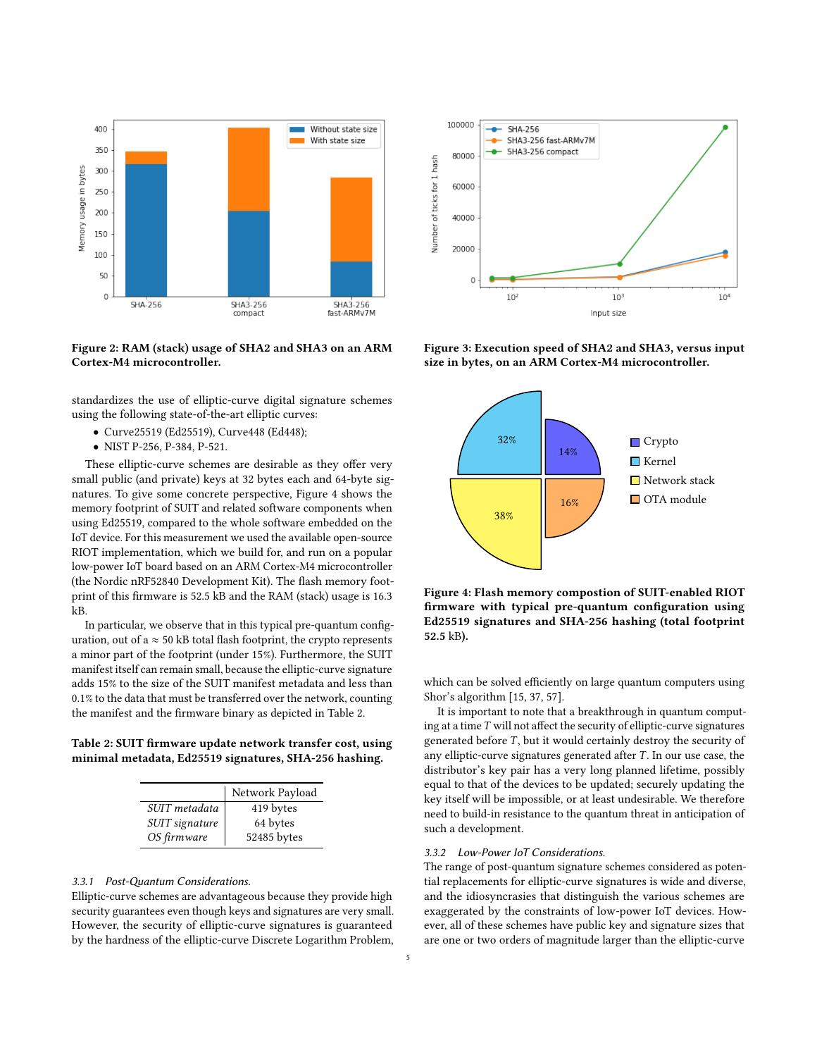Figure 2: RAM (stack) usage of SHA2 and SHA3 on an ARM Cortex-M4 microcontroller.

Figure 3: Execution speed of SHA2 and SHA3, versus input size in bytes, on an ARM Cortex-M4 microcontroller.

standardizes the use of elliptic-curve digital signature schemes using the following state-of-the-art elliptic curves:

- Curve25519 (Ed25519), Curve448 (Ed448);
- NIST P-256, P-384, P-521.

These elliptic-curve schemes are desirable as they offer very small public (and private) keys at 32 bytes each and 64-byte signatures. To give some concrete perspective, Figure 4 shows the memory footprint of SUIT and related software components when using Ed25519, compared to the whole software embedded on the IoT device. For this measurement we used the available open-source RIOT implementation, which we build for, and run on a popular low-power IoT board based on an ARM Cortex-M4 microcontroller (the Nordic nRF52840 Development Kit). The flash memory footprint of this firmware is 52.5 kB and the RAM (stack) usage is 16.3 kB.

In particular, we observe that in this typical pre-quantum configuration, out of a $\approx$ 50 kB total flash footprint, the crypto represents a minor part of the footprint (under 15%). Furthermore, the SUIT manifest itself can remain small, because the elliptic-curve signature adds 15% to the size of the SUIT manifest metadata and less than 0.1% to the data that must be transferred over the network, counting the manifest and the firmware binary as depicted in Table 2.

Figure 4: Flash memory compostion of SUIT-enabled RIOT firmware with typical pre-quantum configuration using Ed25519 signatures and SHA-256 hashing (total footprint 52.5 kB).

**Table 2: SUIT firmware update network transfer cost, using minimal metadata, Ed25519 signatures, SHA-256 hashing.**

| | Network Payload |
|---|---|
| *SUIT metadata* | 419 bytes |
| *SUIT signature* | 64 bytes |
| *OS firmware* | 52485 bytes |

### 3.3.1 *Post-Quantum Considerations.*

Elliptic-curve schemes are advantageous because they provide high security guarantees even though keys and signatures are very small. However, the security of elliptic-curve signatures is guaranteed by the hardness of the elliptic-curve Discrete Logarithm Problem, which can be solved efficiently on large quantum computers using Shor's algorithm [15, 37, 57].

It is important to note that a breakthrough in quantum computing at a time $T$ will not affect the security of elliptic-curve signatures generated before $T$, but it would certainly destroy the security of any elliptic-curve signatures generated after $T$. In our use case, the distributor's key pair has a very long planned lifetime, possibly equal to that of the devices to be updated; securely updating the key itself will be impossible, or at least undesirable. We therefore need to build-in resistance to the quantum threat in anticipation of such a development.

### 3.3.2 *Low-Power IoT Considerations.*

The range of post-quantum signature schemes considered as potential replacements for elliptic-curve signatures is wide and diverse, and the idiosyncrasies that distinguish the various schemes are exaggerated by the constraints of low-power IoT devices. However, all of these schemes have public key and signature sizes that are one or two orders of magnitude larger than the elliptic-curve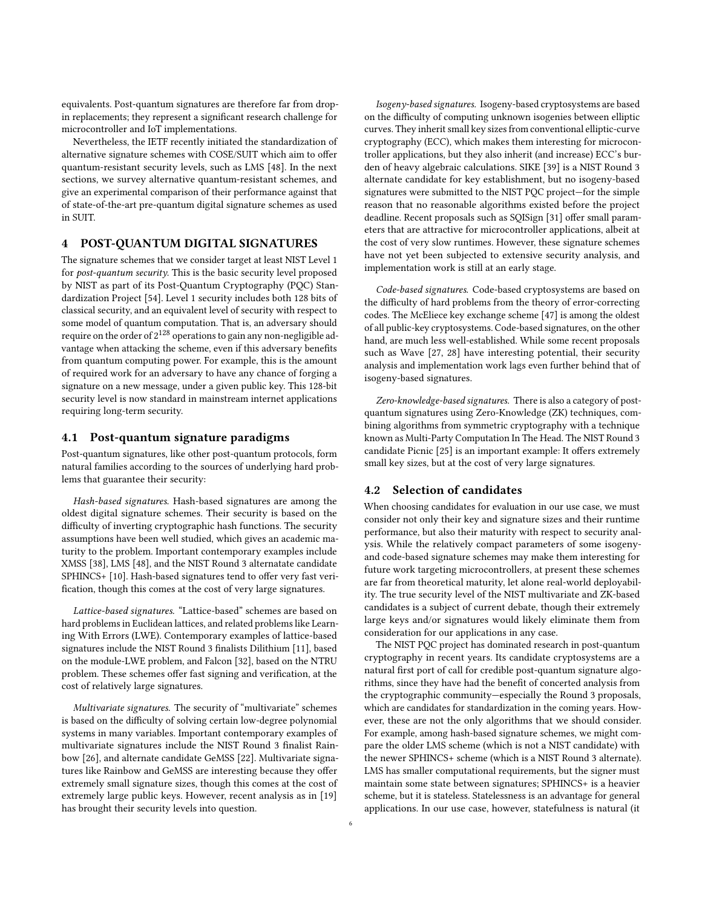equivalents. Post-quantum signatures are therefore far from drop-in replacements; they represent a significant research challenge for microcontroller and IoT implementations.

Nevertheless, the IETF recently initiated the standardization of alternative signature schemes with COSE/SUIT which aim to offer quantum-resistant security levels, such as LMS [48]. In the next sections, we survey alternative quantum-resistant schemes, and give an experimental comparison of their performance against that of state-of-the-art pre-quantum digital signature schemes as used in SUIT.

## 4 POST-QUANTUM DIGITAL SIGNATURES

The signature schemes that we consider target at least NIST Level 1 for *post-quantum security*. This is the basic security level proposed by NIST as part of its Post-Quantum Cryptography (PQC) Standardization Project [54]. Level 1 security includes both 128 bits of classical security, and an equivalent level of security with respect to some model of quantum computation. That is, an adversary should require on the order of $2^{128}$ operations to gain any non-negligible advantage when attacking the scheme, even if this adversary benefits from quantum computing power. For example, this is the amount of required work for an adversary to have any chance of forging a signature on a new message, under a given public key. This 128-bit security level is now standard in mainstream internet applications requiring long-term security.

### 4.1 Post-quantum signature paradigms

Post-quantum signatures, like other post-quantum protocols, form natural families according to the sources of underlying hard problems that guarantee their security:

*Hash-based signatures.* Hash-based signatures are among the oldest digital signature schemes. Their security is based on the difficulty of inverting cryptographic hash functions. The security assumptions have been well studied, which gives an academic maturity to the problem. Important contemporary examples include XMSS [38], LMS [48], and the NIST Round 3 alternatate candidate SPHINCS+ [10]. Hash-based signatures tend to offer very fast verification, though this comes at the cost of very large signatures.

*Lattice-based signatures.* "Lattice-based" schemes are based on hard problems in Euclidean lattices, and related problems like Learning With Errors (LWE). Contemporary examples of lattice-based signatures include the NIST Round 3 finalists Dilithium [11], based on the module-LWE problem, and Falcon [32], based on the NTRU problem. These schemes offer fast signing and verification, at the cost of relatively large signatures.

*Multivariate signatures.* The security of "multivariate" schemes is based on the difficulty of solving certain low-degree polynomial systems in many variables. Important contemporary examples of multivariate signatures include the NIST Round 3 finalist Rainbow [26], and alternate candidate GeMSS [22]. Multivariate signatures like Rainbow and GeMSS are interesting because they offer extremely small signature sizes, though this comes at the cost of extremely large public keys. However, recent analysis as in [19] has brought their security levels into question.

*Isogeny-based signatures.* Isogeny-based cryptosystems are based on the difficulty of computing unknown isogenies between elliptic curves. They inherit small key sizes from conventional elliptic-curve cryptography (ECC), which makes them interesting for microcontroller applications, but they also inherit (and increase) ECC's burden of heavy algebraic calculations. SIKE [39] is a NIST Round 3 alternate candidate for key establishment, but no isogeny-based signatures were submitted to the NIST PQC project—for the simple reason that no reasonable algorithms existed before the project deadline. Recent proposals such as SQISign [31] offer small parameters that are attractive for microcontroller applications, albeit at the cost of very slow runtimes. However, these signature schemes have not yet been subjected to extensive security analysis, and implementation work is still at an early stage.

*Code-based signatures.* Code-based cryptosystems are based on the difficulty of hard problems from the theory of error-correcting codes. The McEliece key exchange scheme [47] is among the oldest of all public-key cryptosystems. Code-based signatures, on the other hand, are much less well-established. While some recent proposals such as Wave [27, 28] have interesting potential, their security analysis and implementation work lags even further behind that of isogeny-based signatures.

*Zero-knowledge-based signatures.* There is also a category of post-quantum signatures using Zero-Knowledge (ZK) techniques, combining algorithms from symmetric cryptography with a technique known as Multi-Party Computation In The Head. The NIST Round 3 candidate Picnic [25] is an important example: It offers extremely small key sizes, but at the cost of very large signatures.

### 4.2 Selection of candidates

When choosing candidates for evaluation in our use case, we must consider not only their key and signature sizes and their runtime performance, but also their maturity with respect to security analysis. While the relatively compact parameters of some isogeny- and code-based signature schemes may make them interesting for future work targeting microcontrollers, at present these schemes are far from theoretical maturity, let alone real-world deployability. The true security level of the NIST multivariate and ZK-based candidates is a subject of current debate, though their extremely large keys and/or signatures would likely eliminate them from consideration for our applications in any case.

The NIST PQC project has dominated research in post-quantum cryptography in recent years. Its candidate cryptosystems are a natural first port of call for credible post-quantum signature algorithms, since they have had the benefit of concerted analysis from the cryptographic community—especially the Round 3 proposals, which are candidates for standardization in the coming years. However, these are not the only algorithms that we should consider. For example, among hash-based signature schemes, we might compare the older LMS scheme (which is not a NIST candidate) with the newer SPHINCS+ scheme (which is a NIST Round 3 alternate). LMS has smaller computational requirements, but the signer must maintain some state between signatures; SPHINCS+ is a heavier scheme, but it is stateless. Statelessness is an advantage for general applications. In our use case, however, statefulness is natural (it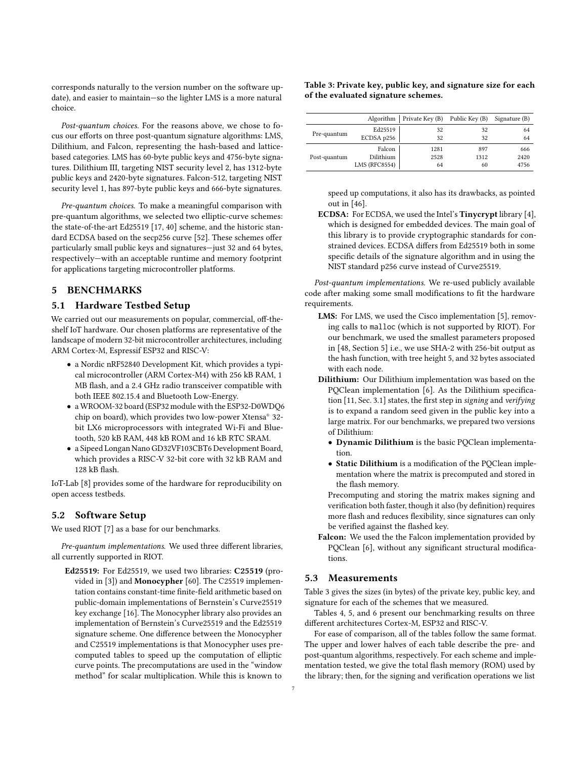corresponds naturally to the version number on the software update), and easier to maintain—so the lighter LMS is a more natural choice.

*Post-quantum choices.* For the reasons above, we chose to focus our efforts on three post-quantum signature algorithms: LMS, Dilithium, and Falcon, representing the hash-based and lattice-based categories. LMS has 60-byte public keys and 4756-byte signatures. Dilithium III, targeting NIST security level 2, has 1312-byte public keys and 2420-byte signatures. Falcon-512, targeting NIST security level 1, has 897-byte public keys and 666-byte signatures.

*Pre-quantum choices.* To make a meaningful comparison with pre-quantum algorithms, we selected two elliptic-curve schemes: the state-of-the-art Ed25519 [17, 40] scheme, and the historic standard ECDSA based on the secp256 curve [52]. These schemes offer particularly small public keys and signatures—just 32 and 64 bytes, respectively—with an acceptable runtime and memory footprint for applications targeting microcontroller platforms.

## 5 BENCHMARKS

### 5.1 Hardware Testbed Setup

We carried out our measurements on popular, commercial, off-the-shelf IoT hardware. Our chosen platforms are representative of the landscape of modern 32-bit microcontroller architectures, including ARM Cortex-M, Espressif ESP32 and RISC-V:

- a Nordic nRF52840 Development Kit, which provides a typical microcontroller (ARM Cortex-M4) with 256 kB RAM, 1 MB flash, and a 2.4 GHz radio transceiver compatible with both IEEE 802.15.4 and Bluetooth Low-Energy.
- a WROOM-32 board (ESP32 module with the ESP32-D0WDQ6 chip on board), which provides two low-power Xtensa® 32-bit LX6 microprocessors with integrated Wi-Fi and Bluetooth, 520 kB RAM, 448 kB ROM and 16 kB RTC SRAM.
- a Sipeed Longan Nano GD32VF103CBT6 Development Board, which provides a RISC-V 32-bit core with 32 kB RAM and 128 kB flash.

IoT-Lab [8] provides some of the hardware for reproducibility on open access testbeds.

### 5.2 Software Setup

We used RIOT [7] as a base for our benchmarks.

*Pre-quantum implementations.* We used three different libraries, all currently supported in RIOT.

**Ed25519:** For Ed25519, we used two libraries: **C25519** (provided in [3]) and **Monocypher** [60]. The C25519 implementation contains constant-time finite-field arithmetic based on public-domain implementations of Bernstein's Curve25519 key exchange [16]. The Monocypher library also provides an implementation of Bernstein's Curve25519 and the Ed25519 signature scheme. One difference between the Monocypher and C25519 implementations is that Monocypher uses precomputed tables to speed up the computation of elliptic curve points. The precomputations are used in the "window method" for scalar multiplication. While this is known to speed up computations, it also has its drawbacks, as pointed out in [46].

**ECDSA:** For ECDSA, we used the Intel's **Tinycrypt** library [4], which is designed for embedded devices. The main goal of this library is to provide cryptographic standards for constrained devices. ECDSA differs from Ed25519 both in some specific details of the signature algorithm and in using the NIST standard p256 curve instead of Curve25519.

*Post-quantum implementations.* We re-used publicly available code after making some small modifications to fit the hardware requirements.

**LMS:** For LMS, we used the Cisco implementation [5], removing calls to `malloc` (which is not supported by RIOT). For our benchmark, we used the smallest parameters proposed in [48, Section 5] i.e., we use SHA-2 with 256-bit output as the hash function, with tree height 5, and 32 bytes associated with each node.

**Dilithium:** Our Dilithium implementation was based on the PQClean implementation [6]. As the Dilithium specification [11, Sec. 3.1] states, the first step in *signing* and *verifying* is to expand a random seed given in the public key into a large matrix. For our benchmarks, we prepared two versions of Dilithium:

- **Dynamic Dilithium** is the basic PQClean implementation.
- **Static Dilithium** is a modification of the PQClean implementation where the matrix is precomputed and stored in the flash memory.

Precomputing and storing the matrix makes signing and verification both faster, though it also (by definition) requires more flash and reduces flexibility, since signatures can only be verified against the flashed key.

**Falcon:** We used the the Falcon implementation provided by PQClean [6], without any significant structural modifications.

### 5.3 Measurements

Table 3 gives the sizes (in bytes) of the private key, public key, and signature for each of the schemes that we measured.

**Table 3: Private key, public key, and signature size for each of the evaluated signature schemes.**

| | Algorithm | Private Key (B) | Public Key (B) | Signature (B) |
|---|---|---|---|---|
| Pre-quantum | Ed25519 | 32 | 32 | 64 |
| | ECDSA p256 | 32 | 32 | 64 |
| Post-quantum | Falcon | 1281 | 897 | 666 |
| | Dilithium | 2528 | 1312 | 2420 |
| | LMS (RFC8554) | 64 | 60 | 4756 |

Tables 4, 5, and 6 present our benchmarking results on three different architectures Cortex-M, ESP32 and RISC-V.

For ease of comparison, all of the tables follow the same format. The upper and lower halves of each table describe the pre- and post-quantum algorithms, respectively. For each scheme and implementation tested, we give the total flash memory (ROM) used by the library; then, for the signing and verification operations we list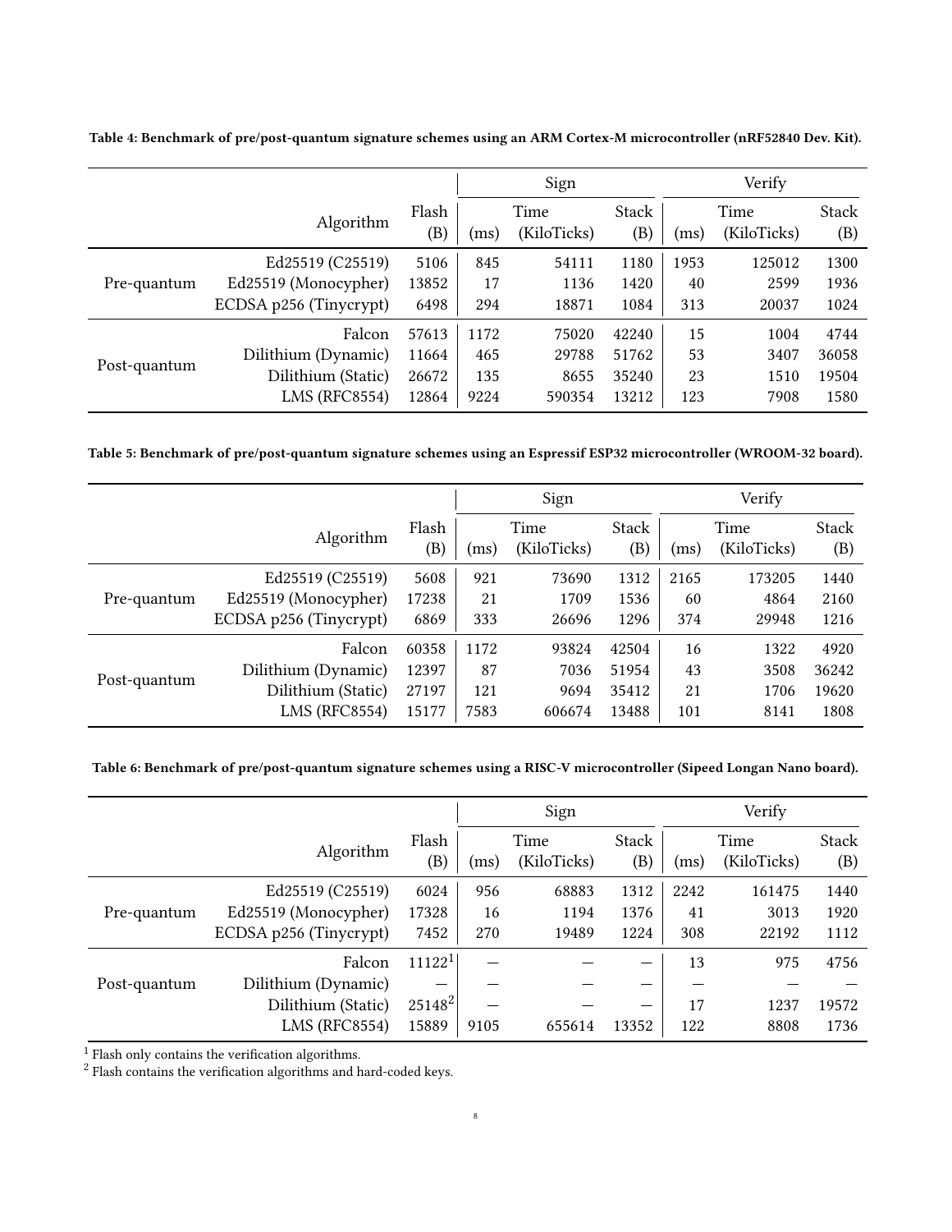**Table 4: Benchmark of pre/post-quantum signature schemes using an ARM Cortex-M microcontroller (nRF52840 Dev. Kit).**

| | Algorithm | Flash (B) | Sign | | | Verify | | |
|---|---|---|---|---|---|---|---|---|
| | | | Time (ms) | Time (KiloTicks) | Stack (B) | Time (ms) | Time (KiloTicks) | Stack (B) |
| Pre-quantum | Ed25519 (C25519) | 5106 | 845 | 54111 | 1180 | 1953 | 125012 | 1300 |
| | Ed25519 (Monocypher) | 13852 | 17 | 1136 | 1420 | 40 | 2599 | 1936 |
| | ECDSA p256 (Tinycrypt) | 6498 | 294 | 18871 | 1084 | 313 | 20037 | 1024 |
| Post-quantum | Falcon | 57613 | 1172 | 75020 | 42240 | 15 | 1004 | 4744 |
| | Dilithium (Dynamic) | 11664 | 465 | 29788 | 51762 | 53 | 3407 | 36058 |
| | Dilithium (Static) | 26672 | 135 | 8655 | 35240 | 23 | 1510 | 19504 |
| | LMS (RFC8554) | 12864 | 9224 | 590354 | 13212 | 123 | 7908 | 1580 |

**Table 5: Benchmark of pre/post-quantum signature schemes using an Espressif ESP32 microcontroller (WROOM-32 board).**

| | Algorithm | Flash (B) | Sign | | | Verify | | |
|---|---|---|---|---|---|---|---|---|
| | | | Time (ms) | Time (KiloTicks) | Stack (B) | Time (ms) | Time (KiloTicks) | Stack (B) |
| Pre-quantum | Ed25519 (C25519) | 5608 | 921 | 73690 | 1312 | 2165 | 173205 | 1440 |
| | Ed25519 (Monocypher) | 17238 | 21 | 1709 | 1536 | 60 | 4864 | 2160 |
| | ECDSA p256 (Tinycrypt) | 6869 | 333 | 26696 | 1296 | 374 | 29948 | 1216 |
| Post-quantum | Falcon | 60358 | 1172 | 93824 | 42504 | 16 | 1322 | 4920 |
| | Dilithium (Dynamic) | 12397 | 87 | 7036 | 51954 | 43 | 3508 | 36242 |
| | Dilithium (Static) | 27197 | 121 | 9694 | 35412 | 21 | 1706 | 19620 |
| | LMS (RFC8554) | 15177 | 7583 | 606674 | 13488 | 101 | 8141 | 1808 |

**Table 6: Benchmark of pre/post-quantum signature schemes using a RISC-V microcontroller (Sipeed Longan Nano board).**

| | Algorithm | Flash (B) | Sign | | | Verify | | |
|---|---|---|---|---|---|---|---|---|
| | | | Time (ms) | Time (KiloTicks) | Stack (B) | Time (ms) | Time (KiloTicks) | Stack (B) |
| Pre-quantum | Ed25519 (C25519) | 6024 | 956 | 68883 | 1312 | 2242 | 161475 | 1440 |
| | Ed25519 (Monocypher) | 17328 | 16 | 1194 | 1376 | 41 | 3013 | 1920 |
| | ECDSA p256 (Tinycrypt) | 7452 | 270 | 19489 | 1224 | 308 | 22192 | 1112 |
| Post-quantum | Falcon | 11122[1] | — | — | — | 13 | 975 | 4756 |
| | Dilithium (Dynamic) | — | — | — | — | — | — | — |
| | Dilithium (Static) | 25148[2] | — | — | — | 17 | 1237 | 19572 |
| | LMS (RFC8554) | 15889 | 9105 | 655614 | 13352 | 122 | 8808 | 1736 |

[1] Flash only contains the verification algorithms.
[2] Flash contains the verification algorithms and hard-coded keys.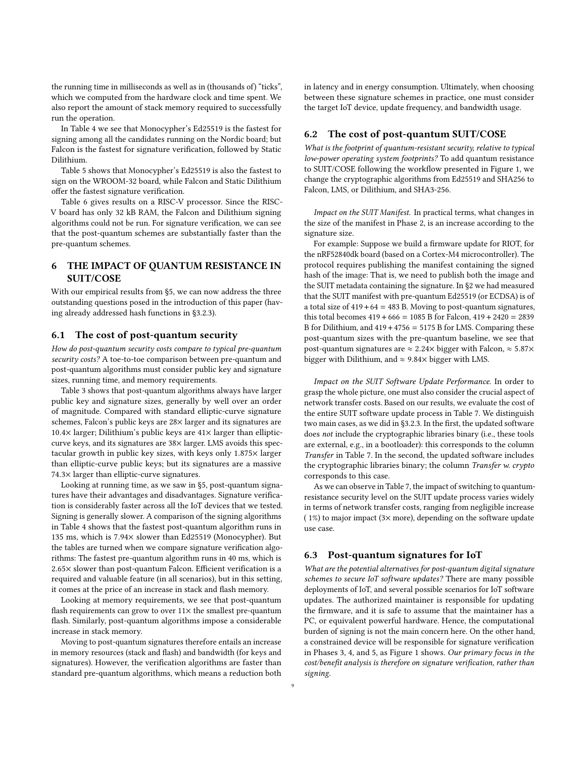the running time in milliseconds as well as in (thousands of) “ticks”, which we computed from the hardware clock and time spent. We also report the amount of stack memory required to successfully run the operation.

In Table 4 we see that Monocypher’s Ed25519 is the fastest for signing among all the candidates running on the Nordic board; but Falcon is the fastest for signature verification, followed by Static Dilithium.

Table 5 shows that Monocypher’s Ed25519 is also the fastest to sign on the WROOM-32 board, while Falcon and Static Dilithium offer the fastest signature verification.

Table 6 gives results on a RISC-V processor. Since the RISC-V board has only 32 kB RAM, the Falcon and Dilithium signing algorithms could not be run. For signature verification, we can see that the post-quantum schemes are substantially faster than the pre-quantum schemes.

## 6 THE IMPACT OF QUANTUM RESISTANCE IN SUIT/COSE

With our empirical results from §5, we can now address the three outstanding questions posed in the introduction of this paper (having already addressed hash functions in §3.2.3).

### 6.1 The cost of post-quantum security

*How do post-quantum security costs compare to typical pre-quantum security costs?* A toe-to-toe comparison between pre-quantum and post-quantum algorithms must consider public key and signature sizes, running time, and memory requirements.

Table 3 shows that post-quantum algorithms always have larger public key and signature sizes, generally by well over an order of magnitude. Compared with standard elliptic-curve signature schemes, Falcon’s public keys are 28× larger and its signatures are 10.4× larger; Dilithium’s public keys are 41× larger than elliptic-curve keys, and its signatures are 38× larger. LMS avoids this spectacular growth in public key sizes, with keys only 1.875× larger than elliptic-curve public keys; but its signatures are a massive 74.3× larger than elliptic-curve signatures.

Looking at running time, as we saw in §5, post-quantum signatures have their advantages and disadvantages. Signature verification is considerably faster across all the IoT devices that we tested. Signing is generally slower. A comparison of the signing algorithms in Table 4 shows that the fastest post-quantum algorithm runs in 135 ms, which is 7.94× slower than Ed25519 (Monocypher). But the tables are turned when we compare signature verification algorithms: The fastest pre-quantum algorithm runs in 40 ms, which is 2.65× slower than post-quantum Falcon. Efficient verification is a required and valuable feature (in all scenarios), but in this setting, it comes at the price of an increase in stack and flash memory.

Looking at memory requirements, we see that post-quantum flash requirements can grow to over 11× the smallest pre-quantum flash. Similarly, post-quantum algorithms impose a considerable increase in stack memory.

Moving to post-quantum signatures therefore entails an increase in memory resources (stack and flash) and bandwidth (for keys and signatures). However, the verification algorithms are faster than standard pre-quantum algorithms, which means a reduction both in latency and in energy consumption. Ultimately, when choosing between these signature schemes in practice, one must consider the target IoT device, update frequency, and bandwidth usage.

### 6.2 The cost of post-quantum SUIT/COSE

*What is the footprint of quantum-resistant security, relative to typical low-power operating system footprints?* To add quantum resistance to SUIT/COSE following the workflow presented in Figure 1, we change the cryptographic algorithms from Ed25519 and SHA256 to Falcon, LMS, or Dilithium, and SHA3-256.

*Impact on the SUIT Manifest.* In practical terms, what changes in the size of the manifest in Phase 2, is an increase according to the signature size.

For example: Suppose we build a firmware update for RIOT, for the nRF52840dk board (based on a Cortex-M4 microcontroller). The protocol requires publishing the manifest containing the signed hash of the image: That is, we need to publish both the image and the SUIT metadata containing the signature. In §2 we had measured that the SUIT manifest with pre-quantum Ed25519 (or ECDSA) is of a total size of $419 + 64 = 483$ B. Moving to post-quantum signatures, this total becomes $419 + 666 = 1085$ B for Falcon, $419 + 2420 = 2839$ B for Dilithium, and $419 + 4756 = 5175$ B for LMS. Comparing these post-quantum sizes with the pre-quantum baseline, we see that post-quantum signatures are $\approx 2.24\times$ bigger with Falcon, $\approx 5.87\times$ bigger with Dilithium, and $\approx 9.84\times$ bigger with LMS.

*Impact on the SUIT Software Update Performance.* In order to grasp the whole picture, one must also consider the crucial aspect of network transfer costs. Based on our results, we evaluate the cost of the entire SUIT software update process in Table 7. We distinguish two main cases, as we did in §3.2.3. In the first, the updated software does *not* include the cryptographic libraries binary (i.e., these tools are external, e.g., in a bootloader): this corresponds to the column *Transfer* in Table 7. In the second, the updated software includes the cryptographic libraries binary; the column *Transfer w. crypto* corresponds to this case.

As we can observe in Table 7, the impact of switching to quantum-resistance security level on the SUIT update process varies widely in terms of network transfer costs, ranging from negligible increase ( 1%) to major impact (3× more), depending on the software update use case.

### 6.3 Post-quantum signatures for IoT

*What are the potential alternatives for post-quantum digital signature schemes to secure IoT software updates?* There are many possible deployments of IoT, and several possible scenarios for IoT software updates. The authorized maintainer is responsible for updating the firmware, and it is safe to assume that the maintainer has a PC, or equivalent powerful hardware. Hence, the computational burden of signing is not the main concern here. On the other hand, a constrained device will be responsible for signature verification in Phases 3, 4, and 5, as Figure 1 shows. *Our primary focus in the cost/benefit analysis is therefore on signature verification, rather than signing.*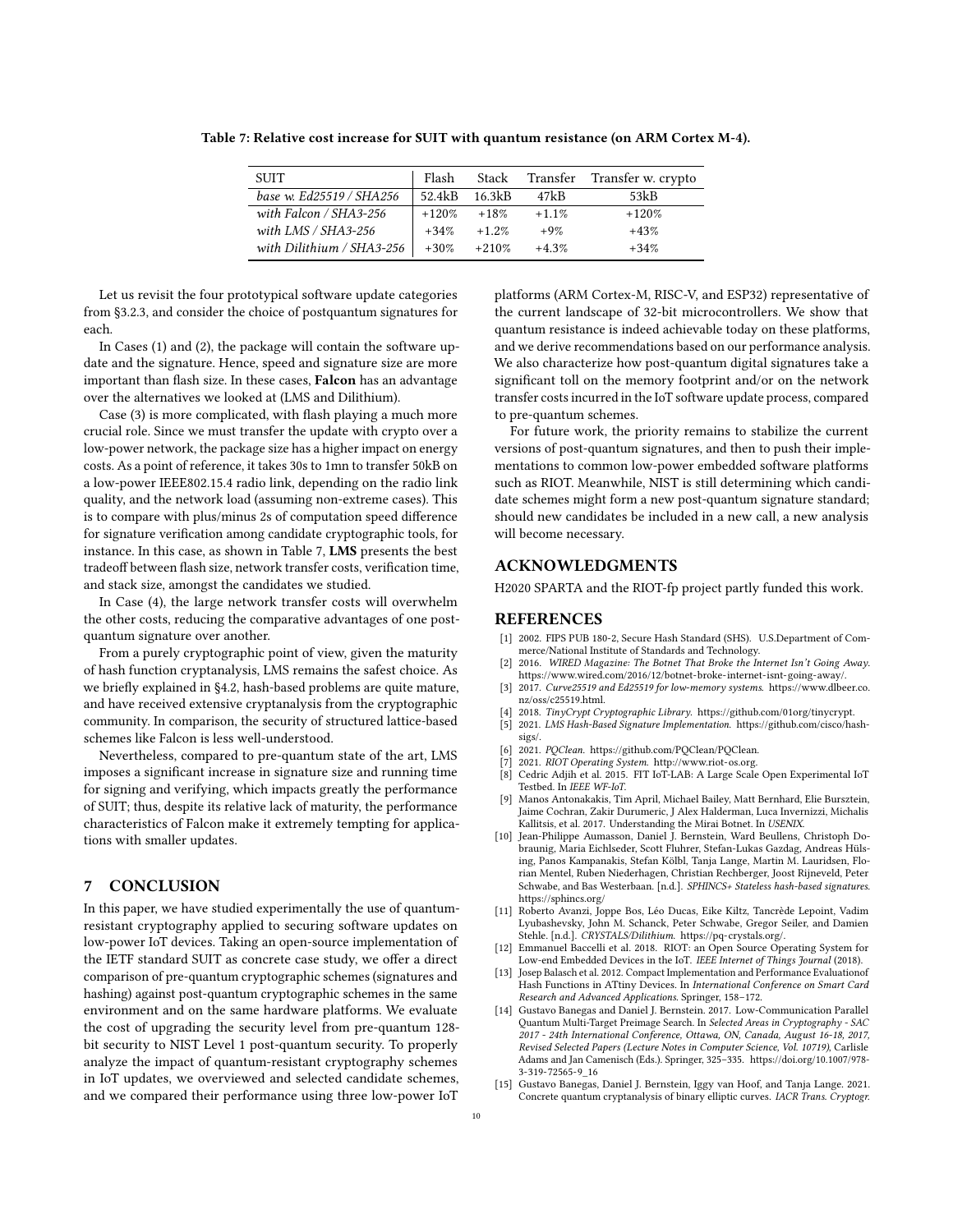**Table 7: Relative cost increase for SUIT with quantum resistance (on ARM Cortex M-4).**

| SUIT | Flash | Stack | Transfer | Transfer w. crypto |
|---|---|---|---|---|
| *base w. Ed25519 / SHA256* | 52.4kB | 16.3kB | 47kB | 53kB |
| *with Falcon / SHA3-256* | +120% | +18% | +1.1% | +120% |
| *with LMS / SHA3-256* | +34% | +1.2% | +9% | +43% |
| *with Dilithium / SHA3-256* | +30% | +210% | +4.3% | +34% |

Let us revisit the four prototypical software update categories from §3.2.3, and consider the choice of postquantum signatures for each.

In Cases (1) and (2), the package will contain the software update and the signature. Hence, speed and signature size are more important than flash size. In these cases, **Falcon** has an advantage over the alternatives we looked at (LMS and Dilithium).

Case (3) is more complicated, with flash playing a much more crucial role. Since we must transfer the update with crypto over a low-power network, the package size has a higher impact on energy costs. As a point of reference, it takes 30s to 1mn to transfer 50kB on a low-power IEEE802.15.4 radio link, depending on the radio link quality, and the network load (assuming non-extreme cases). This is to compare with plus/minus 2s of computation speed difference for signature verification among candidate cryptographic tools, for instance. In this case, as shown in Table 7, **LMS** presents the best tradeoff between flash size, network transfer costs, verification time, and stack size, amongst the candidates we studied.

In Case (4), the large network transfer costs will overwhelm the other costs, reducing the comparative advantages of one post-quantum signature over another.

From a purely cryptographic point of view, given the maturity of hash function cryptanalysis, LMS remains the safest choice. As we briefly explained in §4.2, hash-based problems are quite mature, and have received extensive cryptanalysis from the cryptographic community. In comparison, the security of structured lattice-based schemes like Falcon is less well-understood.

Nevertheless, compared to pre-quantum state of the art, LMS imposes a significant increase in signature size and running time for signing and verifying, which impacts greatly the performance of SUIT; thus, despite its relative lack of maturity, the performance characteristics of Falcon make it extremely tempting for applications with smaller updates.

## 7 CONCLUSION

In this paper, we have studied experimentally the use of quantum-resistant cryptography applied to securing software updates on low-power IoT devices. Taking an open-source implementation of the IETF standard SUIT as concrete case study, we offer a direct comparison of pre-quantum cryptographic schemes (signatures and hashing) against post-quantum cryptographic schemes in the same environment and on the same hardware platforms. We evaluate the cost of upgrading the security level from pre-quantum 128-bit security to NIST Level 1 post-quantum security. To properly analyze the impact of quantum-resistant cryptography schemes in IoT updates, we overviewed and selected candidate schemes, and we compared their performance using three low-power IoT platforms (ARM Cortex-M, RISC-V, and ESP32) representative of the current landscape of 32-bit microcontrollers. We show that quantum resistance is indeed achievable today on these platforms, and we derive recommendations based on our performance analysis. We also characterize how post-quantum digital signatures take a significant toll on the memory footprint and/or on the network transfer costs incurred in the IoT software update process, compared to pre-quantum schemes.

For future work, the priority remains to stabilize the current versions of post-quantum signatures, and then to push their implementations to common low-power embedded software platforms such as RIOT. Meanwhile, NIST is still determining which candidate schemes might form a new post-quantum signature standard; should new candidates be included in a new call, a new analysis will become necessary.

## ACKNOWLEDGMENTS

H2020 SPARTA and the RIOT-fp project partly funded this work.

## REFERENCES

- [1] 2002. FIPS PUB 180-2, Secure Hash Standard (SHS). U.S.Department of Commerce/National Institute of Standards and Technology.
- [2] 2016. *WIRED Magazine: The Botnet That Broke the Internet Isn't Going Away.* https://www.wired.com/2016/12/botnet-broke-internet-isnt-going-away/.
- [3] 2017. *Curve25519 and Ed25519 for low-memory systems.* https://www.dlbeer.co.nz/oss/c25519.html.
- [4] 2018. *TinyCrypt Cryptographic Library.* https://github.com/01org/tinycrypt.
- [5] 2021. *LMS Hash-Based Signature Implementation.* https://github.com/cisco/hash-sigs/.
- [6] 2021. *PQClean.* https://github.com/PQClean/PQClean.
- [7] 2021. *RIOT Operating System.* http://www.riot-os.org.
- [8] Cedric Adjih et al. 2015. FIT IoT-LAB: A Large Scale Open Experimental IoT Testbed. In *IEEE WF-IoT*.
- [9] Manos Antonakakis, Tim April, Michael Bailey, Matt Bernhard, Elie Bursztein, Jaime Cochran, Zakir Durumeric, J Alex Halderman, Luca Invernizzi, Michalis Kallitsis, et al. 2017. Understanding the Mirai Botnet. In *USENIX*.
- [10] Jean-Philippe Aumasson, Daniel J. Bernstein, Ward Beullens, Christoph Dobraunig, Maria Eichlseder, Scott Fluhrer, Stefan-Lukas Gazdag, Andreas Hülsing, Panos Kampanakis, Stefan Kölbl, Tanja Lange, Martin M. Lauridsen, Florian Mentel, Ruben Niederhagen, Christian Rechberger, Joost Rijneveld, Peter Schwabe, and Bas Westerbaan. [n.d.]. *SPHINCS+ Stateless hash-based signatures.* https://sphincs.org/
- [11] Roberto Avanzi, Joppe Bos, Léo Ducas, Eike Kiltz, Tancrède Lepoint, Vadim Lyubashevsky, John M. Schanck, Peter Schwabe, Gregor Seiler, and Damien Stehle. [n.d.]. *CRYSTALS/Dilithium.* https://pq-crystals.org/.
- [12] Emmanuel Baccelli et al. 2018. RIOT: an Open Source Operating System for Low-end Embedded Devices in the IoT. *IEEE Internet of Things Journal* (2018).
- [13] Josep Balasch et al. 2012. Compact Implementation and Performance Evaluationof Hash Functions in ATtiny Devices. In *International Conference on Smart Card Research and Advanced Applications*. Springer, 158–172.
- [14] Gustavo Banegas and Daniel J. Bernstein. 2017. Low-Communication Parallel Quantum Multi-Target Preimage Search. In *Selected Areas in Cryptography - SAC 2017 - 24th International Conference, Ottawa, ON, Canada, August 16-18, 2017, Revised Selected Papers (Lecture Notes in Computer Science, Vol. 10719)*, Carlisle Adams and Jan Camenisch (Eds.). Springer, 325–335. https://doi.org/10.1007/978-3-319-72565-9_16
- [15] Gustavo Banegas, Daniel J. Bernstein, Iggy van Hoof, and Tanja Lange. 2021. Concrete quantum cryptanalysis of binary elliptic curves. *IACR Trans. Cryptogr.*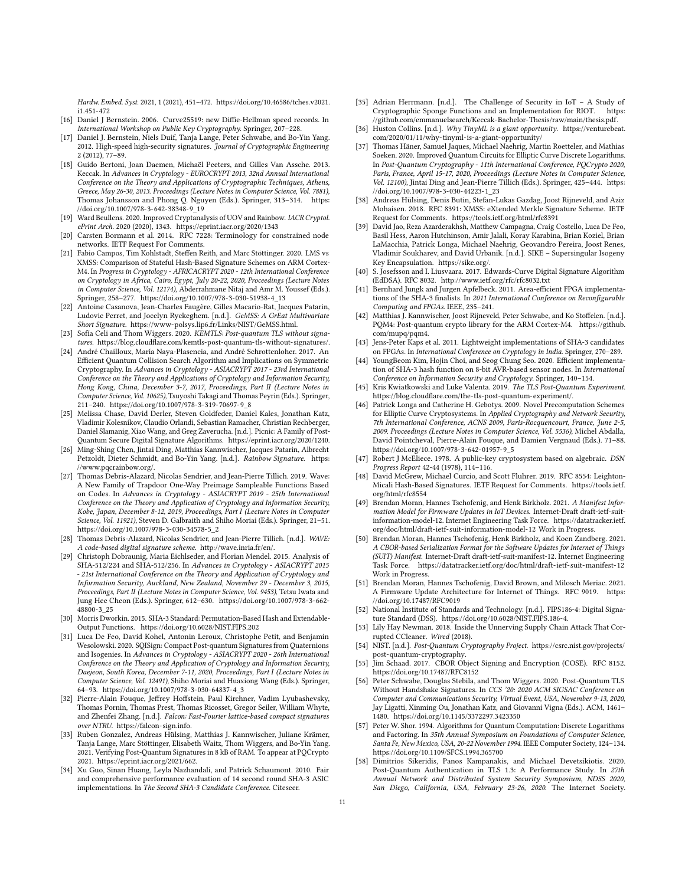*Hardw. Embed. Syst.* 2021, 1 (2021), 451–472. https://doi.org/10.46586/tches.v2021.i1.451-472

[16] Daniel J Bernstein. 2006. Curve25519: new Diffie-Hellman speed records. In *International Workshop on Public Key Cryptography*. Springer, 207–228.

[17] Daniel J. Bernstein, Niels Duif, Tanja Lange, Peter Schwabe, and Bo-Yin Yang. 2012. High-speed high-security signatures. *Journal of Cryptographic Engineering* 2 (2012), 77–89.

[18] Guido Bertoni, Joan Daemen, Michaël Peeters, and Gilles Van Assche. 2013. Keccak. In *Advances in Cryptology - EUROCRYPT 2013, 32nd Annual International Conference on the Theory and Applications of Cryptographic Techniques, Athens, Greece, May 26-30, 2013. Proceedings (Lecture Notes in Computer Science, Vol. 7881)*, Thomas Johansson and Phong Q. Nguyen (Eds.). Springer, 313–314. https://doi.org/10.1007/978-3-642-38348-9_19

[19] Ward Beullens. 2020. Improved Cryptanalysis of UOV and Rainbow. *IACR Cryptol. ePrint Arch.* 2020 (2020), 1343. https://eprint.iacr.org/2020/1343

[20] Carsten Bormann et al. 2014. RFC 7228: Terminology for constrained node networks. IETF Request For Comments.

[21] Fabio Campos, Tim Kohlstadt, Steffen Reith, and Marc Stöttinger. 2020. LMS vs XMSS: Comparison of Stateful Hash-Based Signature Schemes on ARM Cortex-M4. In *Progress in Cryptology - AFRICACRYPT 2020 - 12th International Conference on Cryptology in Africa, Cairo, Egypt, July 20-22, 2020, Proceedings (Lecture Notes in Computer Science, Vol. 12174)*, Abderrahmane Nitaj and Amr M. Youssef (Eds.). Springer, 258–277. https://doi.org/10.1007/978-3-030-51938-4_13

[22] Antoine Casanova, Jean-Charles Faugère, Gilles Macario-Rat, Jacques Patarin, Ludovic Perret, and Jocelyn Ryckeghem. [n.d.]. *GeMSS: A GrEat Multivariate Short Signature*. https://www-polsys.lip6.fr/Links/NIST/GeMSS.html.

[23] Sofía Celi and Thom Wiggers. 2020. *KEMTLS: Post-quantum TLS without signatures*. https://blog.cloudflare.com/kemtls-post-quantum-tls-without-signatures/.

[24] André Chailloux, María Naya-Plasencia, and André Schrottenloher. 2017. An Efficient Quantum Collision Search Algorithm and Implications on Symmetric Cryptography. In *Advances in Cryptology - ASIACRYPT 2017 - 23rd International Conference on the Theory and Applications of Cryptology and Information Security, Hong Kong, China, December 3-7, 2017, Proceedings, Part II (Lecture Notes in Computer Science, Vol. 10625)*, Tsuyoshi Takagi and Thomas Peyrin (Eds.). Springer, 211–240. https://doi.org/10.1007/978-3-319-70697-9_8

[25] Melissa Chase, David Derler, Steven Goldfeder, Daniel Kales, Jonathan Katz, Vladimir Kolesnikov, Claudio Orlandi, Sebastian Ramacher, Christian Rechberger, Daniel Slamanig, Xiao Wang, and Greg Zaverucha. [n.d.]. Picnic: A Family of Post-Quantum Secure Digital Signature Algorithms. https://eprint.iacr.org/2020/1240.

[26] Ming-Shing Chen, Jintai Ding, Matthias Kannwischer, Jacques Patarin, Albrecht Petzoldt, Dieter Schmidt, and Bo-Yin Yang. [n.d.]. *Rainbow Signature*. https://www.pqcrainbow.org/.

[27] Thomas Debris-Alazard, Nicolas Sendrier, and Jean-Pierre Tillich. 2019. Wave: A New Family of Trapdoor One-Way Preimage Sampleable Functions Based on Codes. In *Advances in Cryptology - ASIACRYPT 2019 - 25th International Conference on the Theory and Application of Cryptology and Information Security, Kobe, Japan, December 8-12, 2019, Proceedings, Part I (Lecture Notes in Computer Science, Vol. 11921)*, Steven D. Galbraith and Shiho Moriai (Eds.). Springer, 21–51. https://doi.org/10.1007/978-3-030-34578-5_2

[28] Thomas Debris-Alazard, Nicolas Sendrier, and Jean-Pierre Tillich. [n.d.]. *WAVE: A code-based digital signature scheme*. http://wave.inria.fr/en/.

[29] Christoph Dobraunig, Maria Eichlseder, and Florian Mendel. 2015. Analysis of SHA-512/224 and SHA-512/256. In *Advances in Cryptology - ASIACRYPT 2015 - 21st International Conference on the Theory and Application of Cryptology and Information Security, Auckland, New Zealand, November 29 - December 3, 2015, Proceedings, Part II (Lecture Notes in Computer Science, Vol. 9453)*, Tetsu Iwata and Jung Hee Cheon (Eds.). Springer, 612–630. https://doi.org/10.1007/978-3-662-48800-3_25

[30] Morris Dworkin. 2015. SHA-3 Standard: Permutation-Based Hash and Extendable-Output Functions. https://doi.org/10.6028/NIST.FIPS.202

[31] Luca De Feo, David Kohel, Antonin Leroux, Christophe Petit, and Benjamin Wesolowski. 2020. SQISign: Compact Post-quantum Signatures from Quaternions and Isogenies. In *Advances in Cryptology - ASIACRYPT 2020 - 26th International Conference on the Theory and Application of Cryptology and Information Security, Daejeon, South Korea, December 7-11, 2020, Proceedings, Part I (Lecture Notes in Computer Science, Vol. 12491)*, Shiho Moriai and Huaxiong Wang (Eds.). Springer, 64–93. https://doi.org/10.1007/978-3-030-64837-4_3

[32] Pierre-Alain Fouque, Jeffrey Hoffstein, Paul Kirchner, Vadim Lyubashevsky, Thomas Pornin, Thomas Prest, Thomas Ricosset, Gregor Seiler, William Whyte, and Zhenfei Zhang. [n.d.]. *Falcon: Fast-Fourier lattice-based compact signatures over NTRU*. https://falcon-sign.info.

[33] Ruben Gonzalez, Andreas Hülsing, Matthias J. Kannwischer, Juliane Krämer, Tanja Lange, Marc Stöttinger, Elisabeth Waitz, Thom Wiggers, and Bo-Yin Yang. 2021. Verifying Post-Quantum Signatures in 8 kB of RAM. To appear at PQCrypto 2021. https://eprint.iacr.org/2021/662.

[34] Xu Guo, Sinan Huang, Leyla Nazhandali, and Patrick Schaumont. 2010. Fair and comprehensive performance evaluation of 14 second round SHA-3 ASIC implementations. In *The Second SHA-3 Candidate Conference*. Citeseer.

[35] Adrian Herrmann. [n.d.]. The Challenge of Security in IoT – A Study of Cryptographic Sponge Functions and an Implementation for RIOT. https://github.com/emmanuelsearch/Keccak-Bachelor-Thesis/raw/main/thesis.pdf.

[36] Huston Collins. [n.d.]. *Why TinyML is a giant opportunity*. https://venturebeat.com/2020/01/11/why-tinyml-is-a-giant-opportunity/

[37] Thomas Häner, Samuel Jaques, Michael Naehrig, Martin Roetteler, and Mathias Soeken. 2020. Improved Quantum Circuits for Elliptic Curve Discrete Logarithms. In *Post-Quantum Cryptography - 11th International Conference, PQCrypto 2020, Paris, France, April 15-17, 2020, Proceedings (Lecture Notes in Computer Science, Vol. 12100)*, Jintai Ding and Jean-Pierre Tillich (Eds.). Springer, 425–444. https://doi.org/10.1007/978-3-030-44223-1_23

[38] Andreas Hülsing, Denis Butin, Stefan-Lukas Gazdag, Joost Rijneveld, and Aziz Mohaisen. 2018. RFC 8391: XMSS: eXtended Merkle Signature Scheme. IETF Request for Comments. https://tools.ietf.org/html/rfc8391

[39] David Jao, Reza Azarderakhsh, Matthew Campagna, Craig Costello, Luca De Feo, Basil Hess, Aaron Hutchinson, Amir Jalali, Koray Karabina, Brian Koziel, Brian LaMacchia, Patrick Longa, Michael Naehrig, Geovandro Pereira, Joost Renes, Vladimir Soukharev, and David Urbanik. [n.d.]. SIKE – Supersingular Isogeny Key Encapsulation. https://sike.org/.

[40] S. Josefsson and I. Liusvaara. 2017. Edwards-Curve Digital Signature Algorithm (EdDSA). RFC 8032. http://www.ietf.org/rfc/rfc8032.txt

[41] Bernhard Jungk and Jurgen Apfelbeck. 2011. Area-efficient FPGA implementations of the SHA-3 finalists. In *2011 International Conference on Reconfigurable Computing and FPGAs*. IEEE, 235–241.

[42] Matthias J. Kannwischer, Joost Rijneveld, Peter Schwabe, and Ko Stoffelen. [n.d.]. PQM4: Post-quantum crypto library for the ARM Cortex-M4. https://github.com/mupq/pqm4.

[43] Jens-Peter Kaps et al. 2011. Lightweight implementations of SHA-3 candidates on FPGAs. In *International Conference on Cryptology in India*. Springer, 270–289.

[44] YoungBeom Kim, Hojin Choi, and Seog Chung Seo. 2020. Efficient implementation of SHA-3 hash function on 8-bit AVR-based sensor nodes. In *International Conference on Information Security and Cryptology*. Springer, 140–154.

[45] Kris Kwiatkowski and Luke Valenta. 2019. *The TLS Post-Quantum Experiment*. https://blog.cloudflare.com/the-tls-post-quantum-experiment/.

[46] Patrick Longa and Catherine H. Gebotys. 2009. Novel Precomputation Schemes for Elliptic Curve Cryptosystems. In *Applied Cryptography and Network Security, 7th International Conference, ACNS 2009, Paris-Rocquencourt, France, June 2-5, 2009. Proceedings (Lecture Notes in Computer Science, Vol. 5536)*, Michel Abdalla, David Pointcheval, Pierre-Alain Fouque, and Damien Vergnaud (Eds.). 71–88. https://doi.org/10.1007/978-3-642-01957-9_5

[47] Robert J McEliece. 1978. A public-key cryptosystem based on algebraic. *DSN Progress Report* 42-44 (1978), 114–116.

[48] David McGrew, Michael Curcio, and Scott Fluhrer. 2019. RFC 8554: Leighton-Micali Hash-Based Signatures. IETF Request for Comments. https://tools.ietf.org/html/rfc8554

[49] Brendan Moran, Hannes Tschofenig, and Henk Birkholz. 2021. *A Manifest Information Model for Firmware Updates in IoT Devices*. Internet-Draft draft-ietf-suit-information-model-12. Internet Engineering Task Force. https://datatracker.ietf.org/doc/html/draft-ietf-suit-information-model-12 Work in Progress.

[50] Brendan Moran, Hannes Tschofenig, Henk Birkholz, and Koen Zandberg. 2021. *A CBOR-based Serialization Format for the Software Updates for Internet of Things (SUIT) Manifest*. Internet-Draft draft-ietf-suit-manifest-12. Internet Engineering Task Force. https://datatracker.ietf.org/doc/html/draft-ietf-suit-manifest-12 Work in Progress.

[51] Brendan Moran, Hannes Tschofenig, David Brown, and Milosch Meriac. 2021. A Firmware Update Architecture for Internet of Things. RFC 9019. https://doi.org/10.17487/RFC9019

[52] National Institute of Standards and Technology. [n.d.]. FIPS186-4: Digital Signature Standard (DSS). https://doi.org/10.6028/NIST.FIPS.186-4.

[53] Lily Hay Newman. 2018. Inside the Unnerving Supply Chain Attack That Corrupted CCleaner. *Wired* (2018).

[54] NIST. [n.d.]. *Post-Quantum Cryptography Project*. https://csrc.nist.gov/projects/post-quantum-cryptography.

[55] Jim Schaad. 2017. CBOR Object Signing and Encryption (COSE). RFC 8152. https://doi.org/10.17487/RFC8152

[56] Peter Schwabe, Douglas Stebila, and Thom Wiggers. 2020. Post-Quantum TLS Without Handshake Signatures. In *CCS '20: 2020 ACM SIGSAC Conference on Computer and Communications Security, Virtual Event, USA, November 9-13, 2020*, Jay Ligatti, Xinming Ou, Jonathan Katz, and Giovanni Vigna (Eds.). ACM, 1461–1480. https://doi.org/10.1145/3372297.3423350

[57] Peter W. Shor. 1994. Algorithms for Quantum Computation: Discrete Logarithms and Factoring. In *35th Annual Symposium on Foundations of Computer Science, Santa Fe, New Mexico, USA, 20-22 November 1994*. IEEE Computer Society, 124–134. https://doi.org/10.1109/SFCS.1994.365700

[58] Dimitrios Sikeridis, Panos Kampanakis, and Michael Devetsikiotis. 2020. Post-Quantum Authentication in TLS 1.3: A Performance Study. In *27th Annual Network and Distributed System Security Symposium, NDSS 2020, San Diego, California, USA, February 23-26, 2020*. The Internet Society.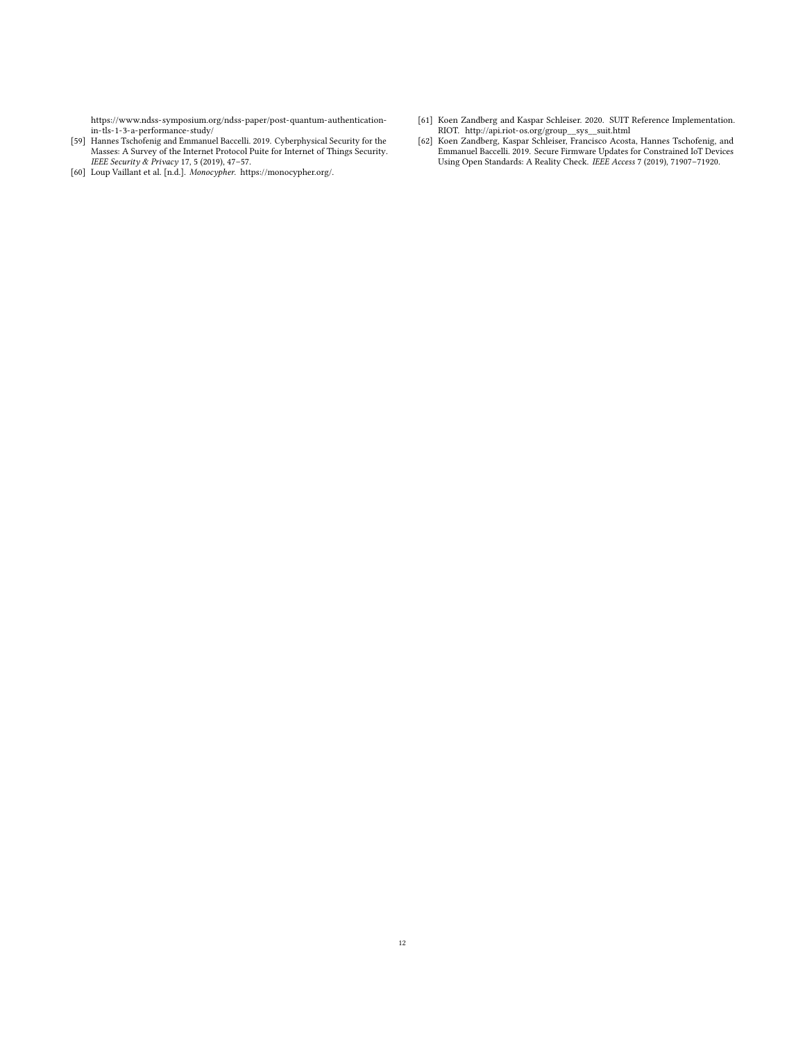https://www.ndss-symposium.org/ndss-paper/post-quantum-authentication-in-tls-1-3-a-performance-study/

[59] Hannes Tschofenig and Emmanuel Baccelli. 2019. Cyberphysical Security for the Masses: A Survey of the Internet Protocol Puite for Internet of Things Security. *IEEE Security & Privacy* 17, 5 (2019), 47–57.

[60] Loup Vaillant et al. [n.d.]. *Monocypher*. https://monocypher.org/.

[61] Koen Zandberg and Kaspar Schleiser. 2020. SUIT Reference Implementation. RIOT. http://api.riot-os.org/group__sys__suit.html

[62] Koen Zandberg, Kaspar Schleiser, Francisco Acosta, Hannes Tschofenig, and Emmanuel Baccelli. 2019. Secure Firmware Updates for Constrained IoT Devices Using Open Standards: A Reality Check. *IEEE Access* 7 (2019), 71907–71920.